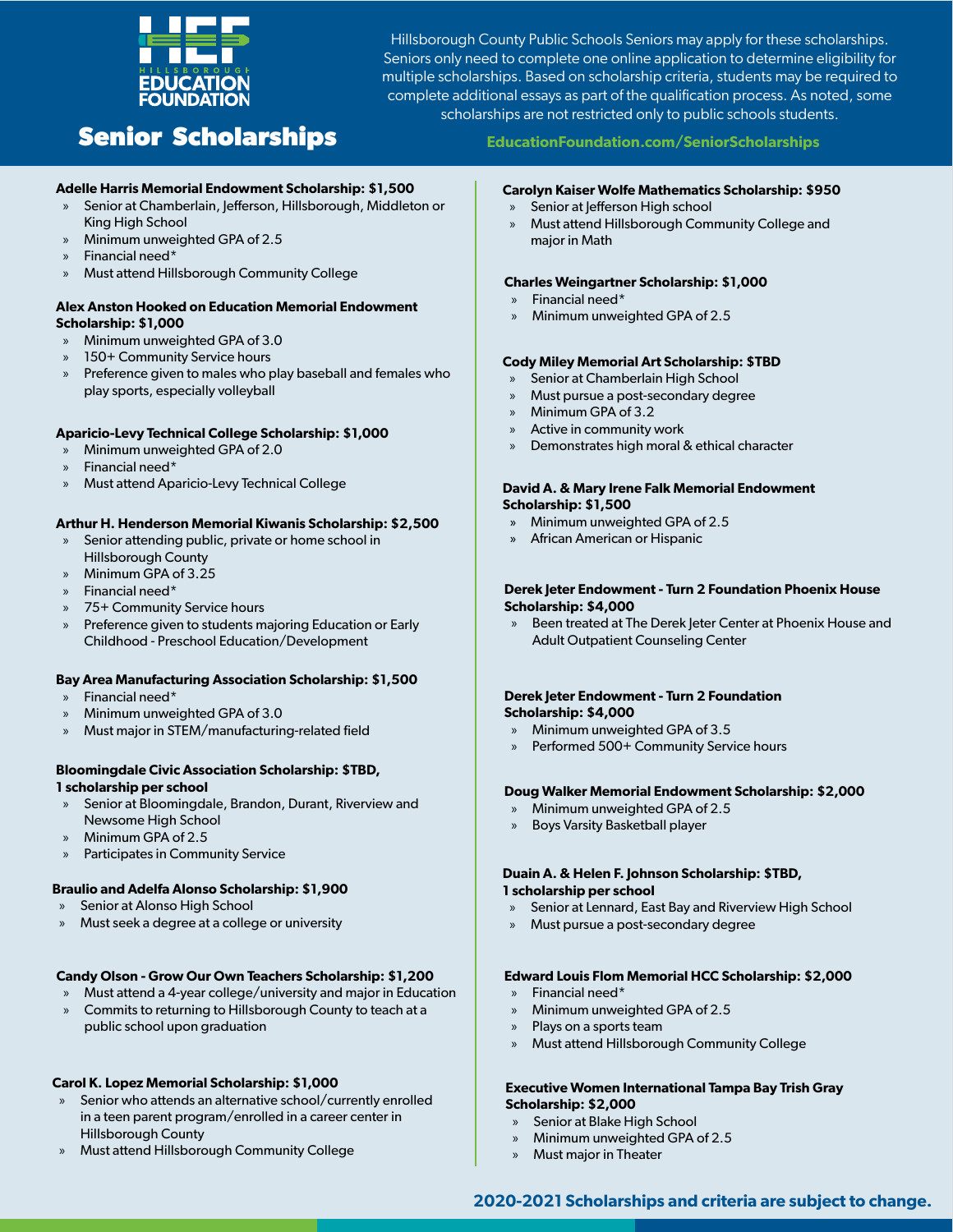HILLSBOROUGH EDUCATION FOUNDATION

# Senior Scholarships

Hillsborough County Public Schools Seniors may apply for these scholarships. Seniors only need to complete one online application to determine eligibility for multiple scholarships. Based on scholarship criteria, students may be required to complete additional essays as part of the qualification process. As noted, some scholarships are not restricted only to public schools students.

**EducationFoundation.com/SeniorScholarships**

**Adelle Harris Memorial Endowment Scholarship: $1,500**
- Senior at Chamberlain, Jefferson, Hillsborough, Middleton or King High School
- Minimum unweighted GPA of 2.5
- Financial need*
- Must attend Hillsborough Community College

**Alex Anston Hooked on Education Memorial Endowment Scholarship: $1,000**
- Minimum unweighted GPA of 3.0
- 150+ Community Service hours
- Preference given to males who play baseball and females who play sports, especially volleyball

**Aparicio-Levy Technical College Scholarship: $1,000**
- Minimum unweighted GPA of 2.0
- Financial need*
- Must attend Aparicio-Levy Technical College

**Arthur H. Henderson Memorial Kiwanis Scholarship: $2,500**
- Senior attending public, private or home school in Hillsborough County
- Minimum GPA of 3.25
- Financial need*
- 75+ Community Service hours
- Preference given to students majoring Education or Early Childhood - Preschool Education/Development

**Bay Area Manufacturing Association Scholarship: $1,500**
- Financial need*
- Minimum unweighted GPA of 3.0
- Must major in STEM/manufacturing-related field

**Bloomingdale Civic Association Scholarship: $TBD, 1 scholarship per school**
- Senior at Bloomingdale, Brandon, Durant, Riverview and Newsome High School
- Minimum GPA of 2.5
- Participates in Community Service

**Braulio and Adelfa Alonso Scholarship: $1,900**
- Senior at Alonso High School
- Must seek a degree at a college or university

**Candy Olson - Grow Our Own Teachers Scholarship: $1,200**
- Must attend a 4-year college/university and major in Education
- Commits to returning to Hillsborough County to teach at a public school upon graduation

**Carol K. Lopez Memorial Scholarship: $1,000**
- Senior who attends an alternative school/currently enrolled in a teen parent program/enrolled in a career center in Hillsborough County
- Must attend Hillsborough Community College

**Carolyn Kaiser Wolfe Mathematics Scholarship: $950**
- Senior at Jefferson High school
- Must attend Hillsborough Community College and major in Math

**Charles Weingartner Scholarship: $1,000**
- Financial need*
- Minimum unweighted GPA of 2.5

**Cody Miley Memorial Art Scholarship: $TBD**
- Senior at Chamberlain High School
- Must pursue a post-secondary degree
- Minimum GPA of 3.2
- Active in community work
- Demonstrates high moral & ethical character

**David A. & Mary Irene Falk Memorial Endowment Scholarship: $1,500**
- Minimum unweighted GPA of 2.5
- African American or Hispanic

**Derek Jeter Endowment - Turn 2 Foundation Phoenix House Scholarship: $4,000**
- Been treated at The Derek Jeter Center at Phoenix House and Adult Outpatient Counseling Center

**Derek Jeter Endowment - Turn 2 Foundation Scholarship: $4,000**
- Minimum unweighted GPA of 3.5
- Performed 500+ Community Service hours

**Doug Walker Memorial Endowment Scholarship: $2,000**
- Minimum unweighted GPA of 2.5
- Boys Varsity Basketball player

**Duain A. & Helen F. Johnson Scholarship: $TBD, 1 scholarship per school**
- Senior at Lennard, East Bay and Riverview High School
- Must pursue a post-secondary degree

**Edward Louis Flom Memorial HCC Scholarship: $2,000**
- Financial need*
- Minimum unweighted GPA of 2.5
- Plays on a sports team
- Must attend Hillsborough Community College

**Executive Women International Tampa Bay Trish Gray Scholarship: $2,000**
- Senior at Blake High School
- Minimum unweighted GPA of 2.5
- Must major in Theater

**2020-2021 Scholarships and criteria are subject to change.**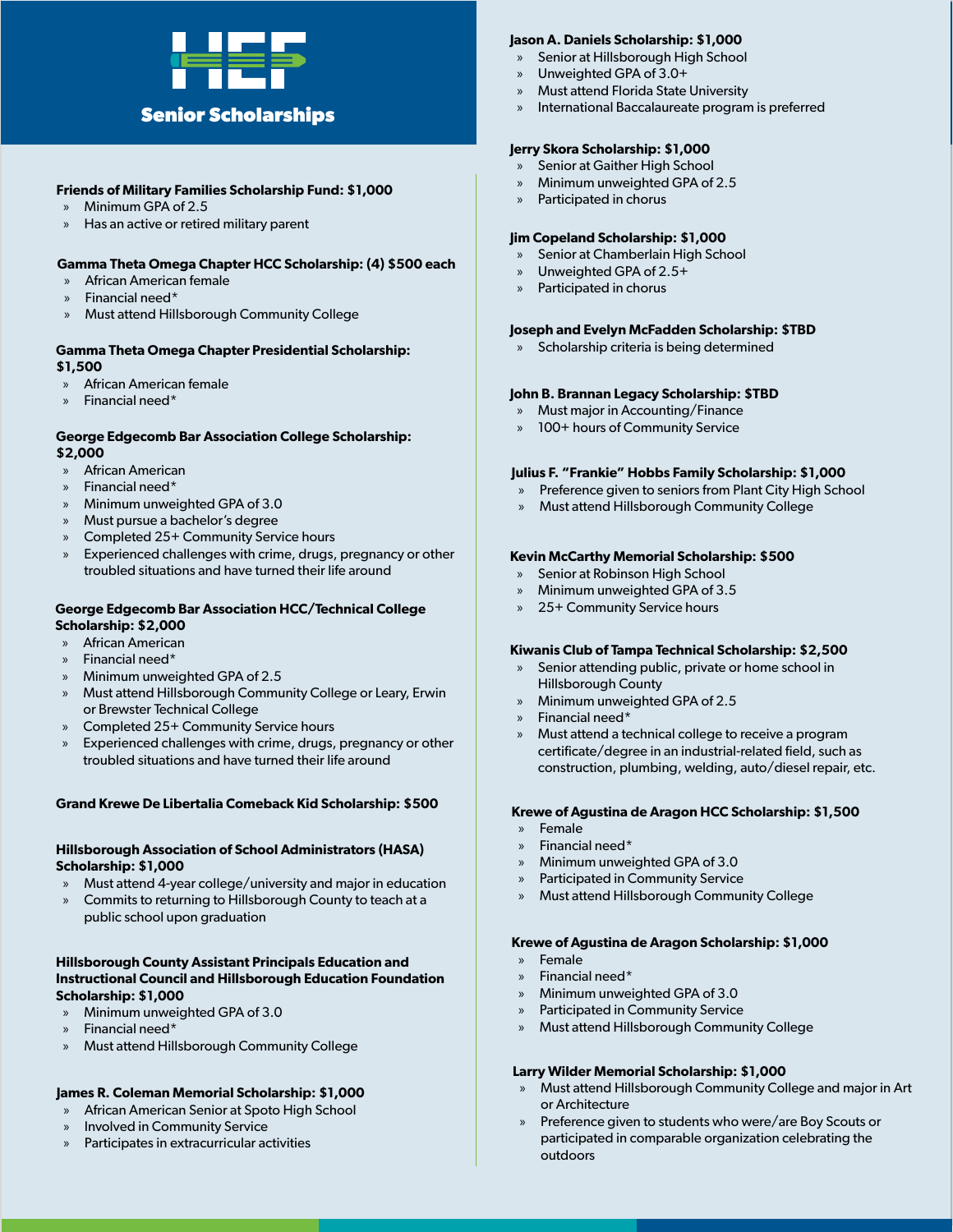# HEF Senior Scholarships

**Friends of Military Families Scholarship Fund: $1,000**

- Minimum GPA of 2.5
- Has an active or retired military parent

**Gamma Theta Omega Chapter HCC Scholarship: (4) $500 each**

- African American female
- Financial need*
- Must attend Hillsborough Community College

**Gamma Theta Omega Chapter Presidential Scholarship: $1,500**

- African American female
- Financial need*

**George Edgecomb Bar Association College Scholarship: $2,000**

- African American
- Financial need*
- Minimum unweighted GPA of 3.0
- Must pursue a bachelor's degree
- Completed 25+ Community Service hours
- Experienced challenges with crime, drugs, pregnancy or other troubled situations and have turned their life around

**George Edgecomb Bar Association HCC/Technical College Scholarship: $2,000**

- African American
- Financial need*
- Minimum unweighted GPA of 2.5
- Must attend Hillsborough Community College or Leary, Erwin or Brewster Technical College
- Completed 25+ Community Service hours
- Experienced challenges with crime, drugs, pregnancy or other troubled situations and have turned their life around

**Grand Krewe De Libertalia Comeback Kid Scholarship: $500**

**Hillsborough Association of School Administrators (HASA) Scholarship: $1,000**

- Must attend 4-year college/university and major in education
- Commits to returning to Hillsborough County to teach at a public school upon graduation

**Hillsborough County Assistant Principals Education and Instructional Council and Hillsborough Education Foundation Scholarship: $1,000**

- Minimum unweighted GPA of 3.0
- Financial need*
- Must attend Hillsborough Community College

**James R. Coleman Memorial Scholarship: $1,000**

- African American Senior at Spoto High School
- Involved in Community Service
- Participates in extracurricular activities

**Jason A. Daniels Scholarship: $1,000**

- Senior at Hillsborough High School
- Unweighted GPA of 3.0+
- Must attend Florida State University
- International Baccalaureate program is preferred

**Jerry Skora Scholarship: $1,000**

- Senior at Gaither High School
- Minimum unweighted GPA of 2.5
- Participated in chorus

**Jim Copeland Scholarship: $1,000**

- Senior at Chamberlain High School
- Unweighted GPA of 2.5+
- Participated in chorus

**Joseph and Evelyn McFadden Scholarship: $TBD**

- Scholarship criteria is being determined

**John B. Brannan Legacy Scholarship: $TBD**

- Must major in Accounting/Finance
- 100+ hours of Community Service

**Julius F. "Frankie" Hobbs Family Scholarship: $1,000**

- Preference given to seniors from Plant City High School
- Must attend Hillsborough Community College

**Kevin McCarthy Memorial Scholarship: $500**

- Senior at Robinson High School
- Minimum unweighted GPA of 3.5
- 25+ Community Service hours

**Kiwanis Club of Tampa Technical Scholarship: $2,500**

- Senior attending public, private or home school in Hillsborough County
- Minimum unweighted GPA of 2.5
- Financial need*
- Must attend a technical college to receive a program certificate/degree in an industrial-related field, such as construction, plumbing, welding, auto/diesel repair, etc.

**Krewe of Agustina de Aragon HCC Scholarship: $1,500**

- Female
- Financial need*
- Minimum unweighted GPA of 3.0
- Participated in Community Service
- Must attend Hillsborough Community College

**Krewe of Agustina de Aragon Scholarship: $1,000**

- Female
- Financial need*
- Minimum unweighted GPA of 3.0
- Participated in Community Service
- Must attend Hillsborough Community College

**Larry Wilder Memorial Scholarship: $1,000**

- Must attend Hillsborough Community College and major in Art or Architecture
- Preference given to students who were/are Boy Scouts or participated in comparable organization celebrating the outdoors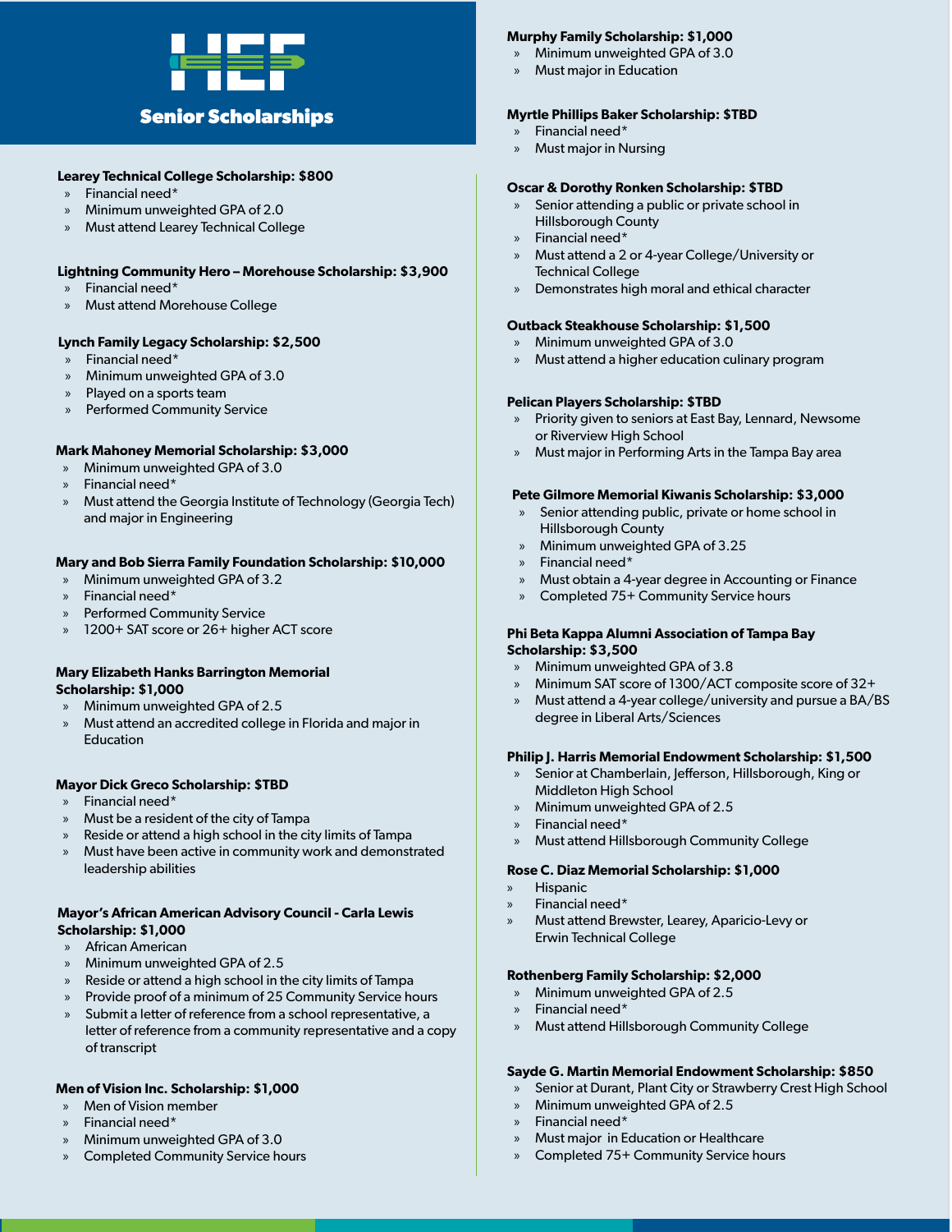# Senior Scholarships

**Learey Technical College Scholarship: $800**
- Financial need*
- Minimum unweighted GPA of 2.0
- Must attend Learey Technical College

**Lightning Community Hero – Morehouse Scholarship: $3,900**
- Financial need*
- Must attend Morehouse College

**Lynch Family Legacy Scholarship: $2,500**
- Financial need*
- Minimum unweighted GPA of 3.0
- Played on a sports team
- Performed Community Service

**Mark Mahoney Memorial Scholarship: $3,000**
- Minimum unweighted GPA of 3.0
- Financial need*
- Must attend the Georgia Institute of Technology (Georgia Tech) and major in Engineering

**Mary and Bob Sierra Family Foundation Scholarship: $10,000**
- Minimum unweighted GPA of 3.2
- Financial need*
- Performed Community Service
- 1200+ SAT score or 26+ higher ACT score

**Mary Elizabeth Hanks Barrington Memorial Scholarship: $1,000**
- Minimum unweighted GPA of 2.5
- Must attend an accredited college in Florida and major in Education

**Mayor Dick Greco Scholarship: $TBD**
- Financial need*
- Must be a resident of the city of Tampa
- Reside or attend a high school in the city limits of Tampa
- Must have been active in community work and demonstrated leadership abilities

**Mayor's African American Advisory Council - Carla Lewis Scholarship: $1,000**
- African American
- Minimum unweighted GPA of 2.5
- Reside or attend a high school in the city limits of Tampa
- Provide proof of a minimum of 25 Community Service hours
- Submit a letter of reference from a school representative, a letter of reference from a community representative and a copy of transcript

**Men of Vision Inc. Scholarship: $1,000**
- Men of Vision member
- Financial need*
- Minimum unweighted GPA of 3.0
- Completed Community Service hours

**Murphy Family Scholarship: $1,000**
- Minimum unweighted GPA of 3.0
- Must major in Education

**Myrtle Phillips Baker Scholarship: $TBD**
- Financial need*
- Must major in Nursing

**Oscar & Dorothy Ronken Scholarship: $TBD**
- Senior attending a public or private school in Hillsborough County
- Financial need*
- Must attend a 2 or 4-year College/University or Technical College
- Demonstrates high moral and ethical character

**Outback Steakhouse Scholarship: $1,500**
- Minimum unweighted GPA of 3.0
- Must attend a higher education culinary program

**Pelican Players Scholarship: $TBD**
- Priority given to seniors at East Bay, Lennard, Newsome or Riverview High School
- Must major in Performing Arts in the Tampa Bay area

**Pete Gilmore Memorial Kiwanis Scholarship: $3,000**
- Senior attending public, private or home school in Hillsborough County
- Minimum unweighted GPA of 3.25
- Financial need*
- Must obtain a 4-year degree in Accounting or Finance
- Completed 75+ Community Service hours

**Phi Beta Kappa Alumni Association of Tampa Bay Scholarship: $3,500**
- Minimum unweighted GPA of 3.8
- Minimum SAT score of 1300/ACT composite score of 32+
- Must attend a 4-year college/university and pursue a BA/BS degree in Liberal Arts/Sciences

**Philip J. Harris Memorial Endowment Scholarship: $1,500**
- Senior at Chamberlain, Jefferson, Hillsborough, King or Middleton High School
- Minimum unweighted GPA of 2.5
- Financial need*
- Must attend Hillsborough Community College

**Rose C. Diaz Memorial Scholarship: $1,000**
- Hispanic
- Financial need*
- Must attend Brewster, Learey, Aparicio-Levy or Erwin Technical College

**Rothenberg Family Scholarship: $2,000**
- Minimum unweighted GPA of 2.5
- Financial need*
- Must attend Hillsborough Community College

**Sayde G. Martin Memorial Endowment Scholarship: $850**
- Senior at Durant, Plant City or Strawberry Crest High School
- Minimum unweighted GPA of 2.5
- Financial need*
- Must major in Education or Healthcare
- Completed 75+ Community Service hours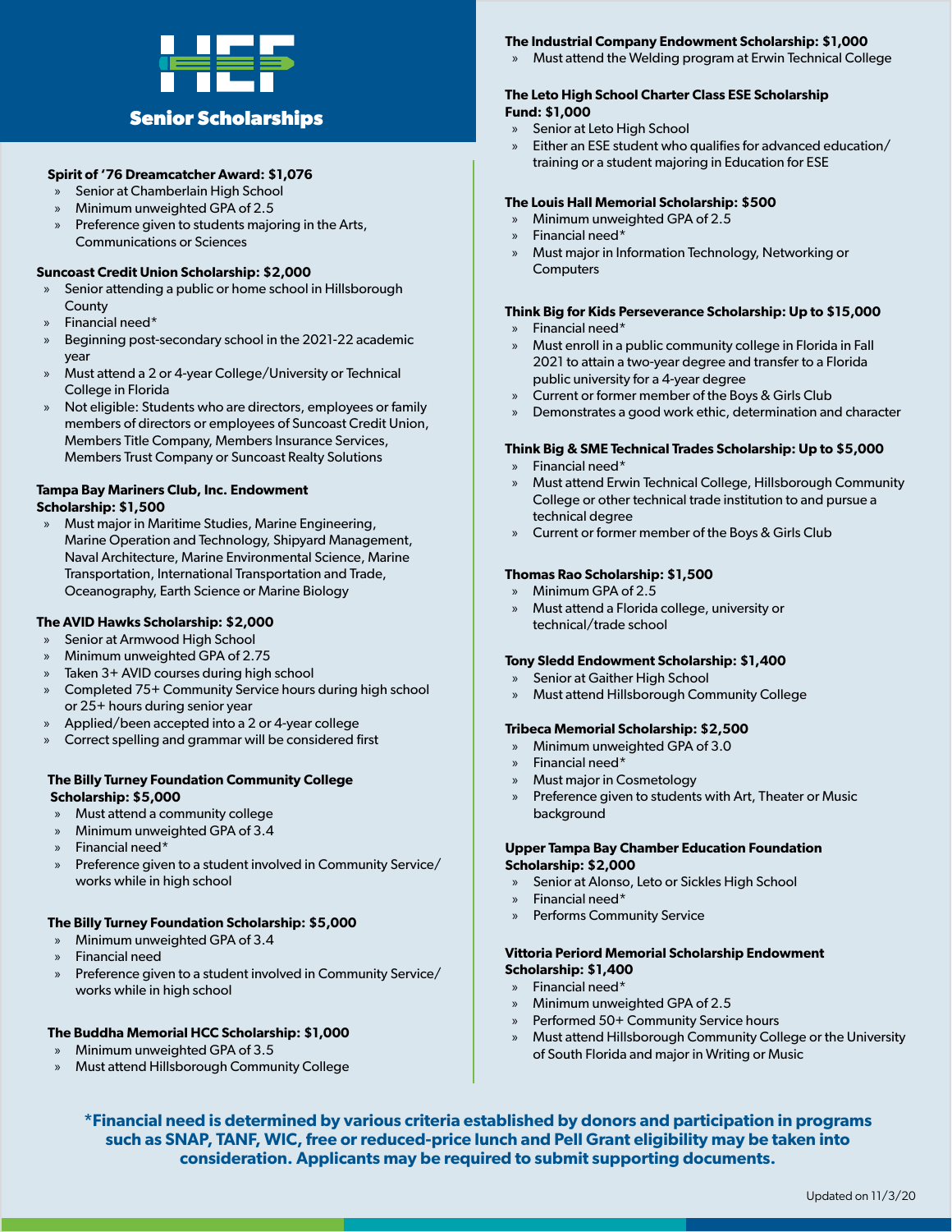# HEF

## Senior Scholarships

**Spirit of '76 Dreamcatcher Award: $1,076**

- Senior at Chamberlain High School
- Minimum unweighted GPA of 2.5
- Preference given to students majoring in the Arts, Communications or Sciences

**Suncoast Credit Union Scholarship: $2,000**

- Senior attending a public or home school in Hillsborough County
- Financial need*
- Beginning post-secondary school in the 2021-22 academic year
- Must attend a 2 or 4-year College/University or Technical College in Florida
- Not eligible: Students who are directors, employees or family members of directors or employees of Suncoast Credit Union, Members Title Company, Members Insurance Services, Members Trust Company or Suncoast Realty Solutions

**Tampa Bay Mariners Club, Inc. Endowment Scholarship: $1,500**

- Must major in Maritime Studies, Marine Engineering, Marine Operation and Technology, Shipyard Management, Naval Architecture, Marine Environmental Science, Marine Transportation, International Transportation and Trade, Oceanography, Earth Science or Marine Biology

**The AVID Hawks Scholarship: $2,000**

- Senior at Armwood High School
- Minimum unweighted GPA of 2.75
- Taken 3+ AVID courses during high school
- Completed 75+ Community Service hours during high school or 25+ hours during senior year
- Applied/been accepted into a 2 or 4-year college
- Correct spelling and grammar will be considered first

**The Billy Turney Foundation Community College Scholarship: $5,000**

- Must attend a community college
- Minimum unweighted GPA of 3.4
- Financial need*
- Preference given to a student involved in Community Service/ works while in high school

**The Billy Turney Foundation Scholarship: $5,000**

- Minimum unweighted GPA of 3.4
- Financial need
- Preference given to a student involved in Community Service/ works while in high school

**The Buddha Memorial HCC Scholarship: $1,000**

- Minimum unweighted GPA of 3.5
- Must attend Hillsborough Community College

**The Industrial Company Endowment Scholarship: $1,000**

- Must attend the Welding program at Erwin Technical College

**The Leto High School Charter Class ESE Scholarship Fund: $1,000**

- Senior at Leto High School
- Either an ESE student who qualifies for advanced education/ training or a student majoring in Education for ESE

**The Louis Hall Memorial Scholarship: $500**

- Minimum unweighted GPA of 2.5
- Financial need*
- Must major in Information Technology, Networking or Computers

**Think Big for Kids Perseverance Scholarship: Up to $15,000**

- Financial need*
- Must enroll in a public community college in Florida in Fall 2021 to attain a two-year degree and transfer to a Florida public university for a 4-year degree
- Current or former member of the Boys & Girls Club
- Demonstrates a good work ethic, determination and character

**Think Big & SME Technical Trades Scholarship: Up to $5,000**

- Financial need*
- Must attend Erwin Technical College, Hillsborough Community College or other technical trade institution to and pursue a technical degree
- Current or former member of the Boys & Girls Club

**Thomas Rao Scholarship: $1,500**

- Minimum GPA of 2.5
- Must attend a Florida college, university or technical/trade school

**Tony Sledd Endowment Scholarship: $1,400**

- Senior at Gaither High School
- Must attend Hillsborough Community College

**Tribeca Memorial Scholarship: $2,500**

- Minimum unweighted GPA of 3.0
- Financial need*
- Must major in Cosmetology
- Preference given to students with Art, Theater or Music background

**Upper Tampa Bay Chamber Education Foundation Scholarship: $2,000**

- Senior at Alonso, Leto or Sickles High School
- Financial need*
- Performs Community Service

**Vittoria Periord Memorial Scholarship Endowment Scholarship: $1,400**

- Financial need*
- Minimum unweighted GPA of 2.5
- Performed 50+ Community Service hours
- Must attend Hillsborough Community College or the University of South Florida and major in Writing or Music

**\*Financial need is determined by various criteria established by donors and participation in programs such as SNAP, TANF, WIC, free or reduced-price lunch and Pell Grant eligibility may be taken into consideration. Applicants may be required to submit supporting documents.**

Updated on 11/3/20